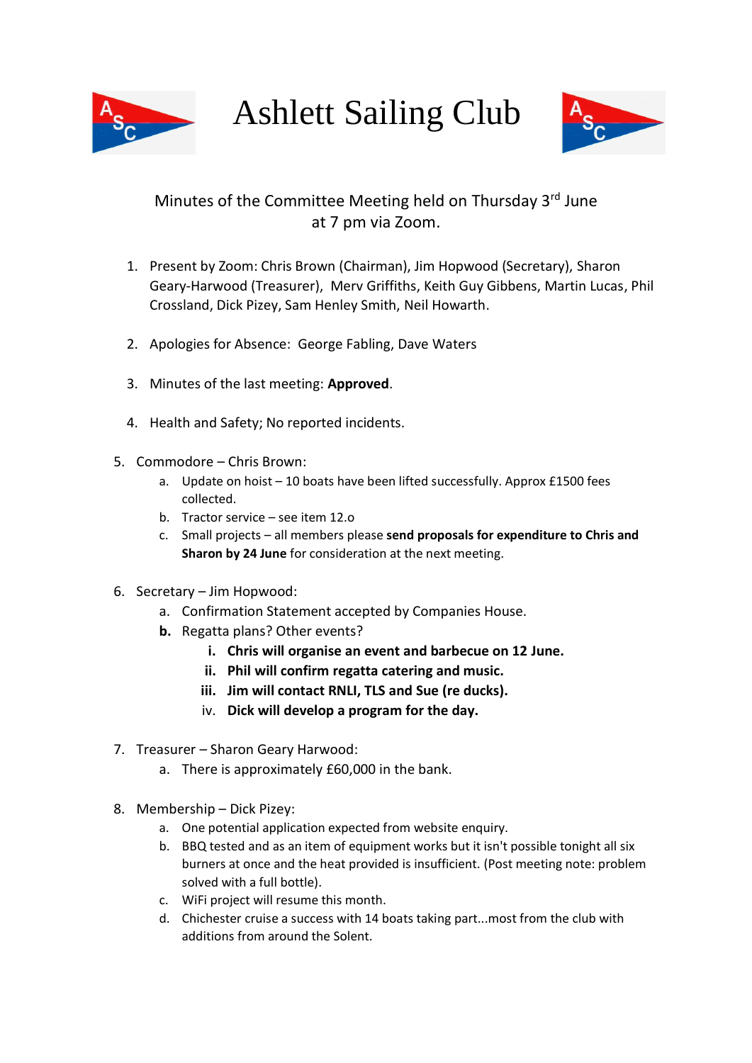# Ashlett Sailing Club

Minutes of the Committee Meeting held on Thursday 3rd June at 7 pm via Zoom.

1. Present by Zoom: Chris Brown (Chairman), Jim Hopwood (Secretary), Sharon Geary-Harwood (Treasurer), Merv Griffiths, Keith Guy Gibbens, Martin Lucas, Phil Crossland, Dick Pizey, Sam Henley Smith, Neil Howarth.

2. Apologies for Absence: George Fabling, Dave Waters

3. Minutes of the last meeting: **Approved**.

4. Health and Safety; No reported incidents.

5. Commodore – Chris Brown:
   a. Update on hoist – 10 boats have been lifted successfully. Approx £1500 fees collected.
   b. Tractor service – see item 12.o
   c. Small projects – all members please **send proposals for expenditure to Chris and Sharon by 24 June** for consideration at the next meeting.

6. Secretary – Jim Hopwood:
   a. Confirmation Statement accepted by Companies House.
   **b.** Regatta plans? Other events?
      i. **Chris will organise an event and barbecue on 12 June.**
      ii. **Phil will confirm regatta catering and music.**
      iii. **Jim will contact RNLI, TLS and Sue (re ducks).**
      iv. **Dick will develop a program for the day.**

7. Treasurer – Sharon Geary Harwood:
   a. There is approximately £60,000 in the bank.

8. Membership – Dick Pizey:
   a. One potential application expected from website enquiry.
   b. BBQ tested and as an item of equipment works but it isn't possible tonight all six burners at once and the heat provided is insufficient. (Post meeting note: problem solved with a full bottle).
   c. WiFi project will resume this month.
   d. Chichester cruise a success with 14 boats taking part...most from the club with additions from around the Solent.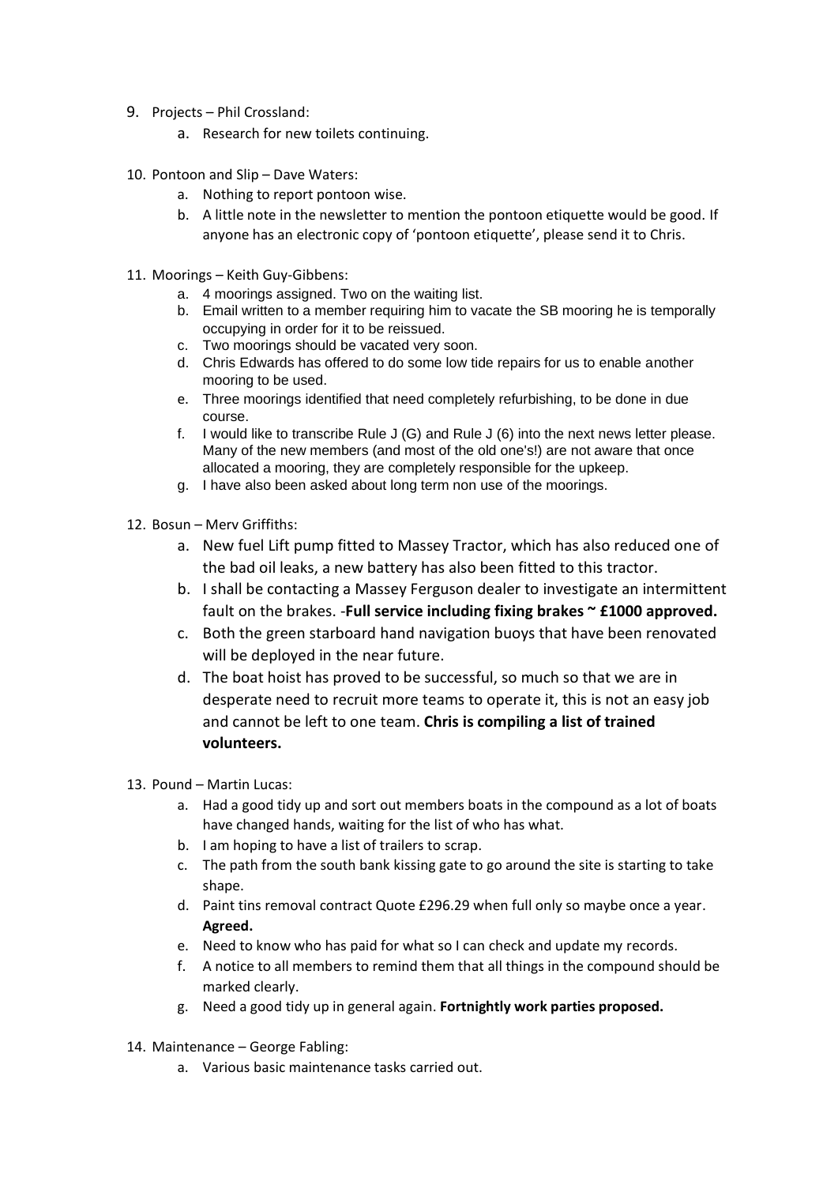9. Projects – Phil Crossland:
    a. Research for new toilets continuing.

10. Pontoon and Slip – Dave Waters:
    a. Nothing to report pontoon wise.
    b. A little note in the newsletter to mention the pontoon etiquette would be good. If anyone has an electronic copy of 'pontoon etiquette', please send it to Chris.

11. Moorings – Keith Guy-Gibbens:
    a. 4 moorings assigned. Two on the waiting list.
    b. Email written to a member requiring him to vacate the SB mooring he is temporally occupying in order for it to be reissued.
    c. Two moorings should be vacated very soon.
    d. Chris Edwards has offered to do some low tide repairs for us to enable another mooring to be used.
    e. Three moorings identified that need completely refurbishing, to be done in due course.
    f. I would like to transcribe Rule J (G) and Rule J (6) into the next news letter please. Many of the new members (and most of the old one's!) are not aware that once allocated a mooring, they are completely responsible for the upkeep.
    g. I have also been asked about long term non use of the moorings.

12. Bosun – Merv Griffiths:
    a. New fuel Lift pump fitted to Massey Tractor, which has also reduced one of the bad oil leaks, a new battery has also been fitted to this tractor.
    b. I shall be contacting a Massey Ferguson dealer to investigate an intermittent fault on the brakes. -**Full service including fixing brakes ~ £1000 approved.**
    c. Both the green starboard hand navigation buoys that have been renovated will be deployed in the near future.
    d. The boat hoist has proved to be successful, so much so that we are in desperate need to recruit more teams to operate it, this is not an easy job and cannot be left to one team. **Chris is compiling a list of trained volunteers.**

13. Pound – Martin Lucas:
    a. Had a good tidy up and sort out members boats in the compound as a lot of boats have changed hands, waiting for the list of who has what.
    b. I am hoping to have a list of trailers to scrap.
    c. The path from the south bank kissing gate to go around the site is starting to take shape.
    d. Paint tins removal contract Quote £296.29 when full only so maybe once a year. **Agreed.**
    e. Need to know who has paid for what so I can check and update my records.
    f. A notice to all members to remind them that all things in the compound should be marked clearly.
    g. Need a good tidy up in general again. **Fortnightly work parties proposed.**

14. Maintenance – George Fabling:
    a. Various basic maintenance tasks carried out.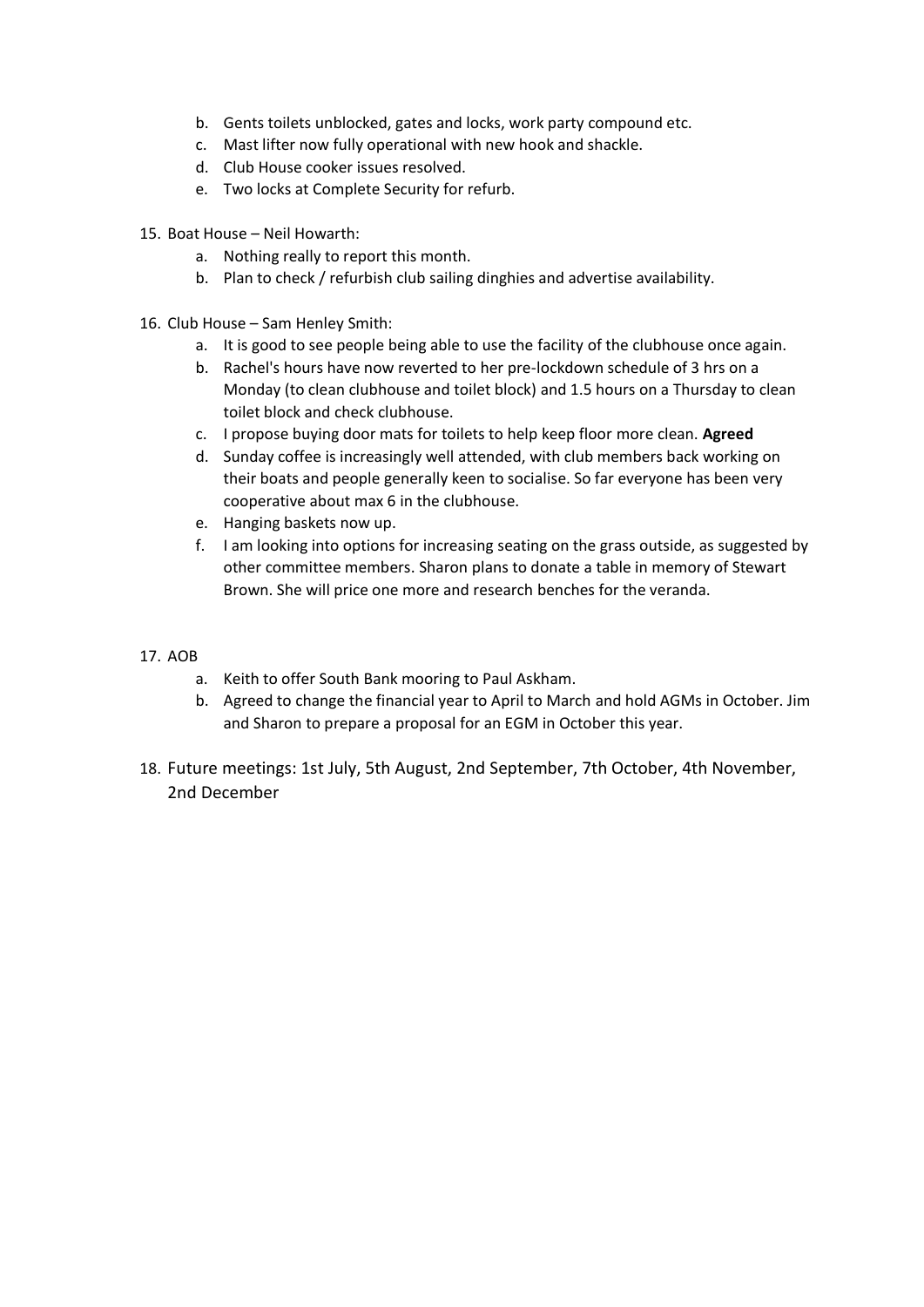b. Gents toilets unblocked, gates and locks, work party compound etc.
c. Mast lifter now fully operational with new hook and shackle.
d. Club House cooker issues resolved.
e. Two locks at Complete Security for refurb.

15. Boat House – Neil Howarth:
    a. Nothing really to report this month.
    b. Plan to check / refurbish club sailing dinghies and advertise availability.

16. Club House – Sam Henley Smith:
    a. It is good to see people being able to use the facility of the clubhouse once again.
    b. Rachel's hours have now reverted to her pre-lockdown schedule of 3 hrs on a Monday (to clean clubhouse and toilet block) and 1.5 hours on a Thursday to clean toilet block and check clubhouse.
    c. I propose buying door mats for toilets to help keep floor more clean. **Agreed**
    d. Sunday coffee is increasingly well attended, with club members back working on their boats and people generally keen to socialise. So far everyone has been very cooperative about max 6 in the clubhouse.
    e. Hanging baskets now up.
    f. I am looking into options for increasing seating on the grass outside, as suggested by other committee members. Sharon plans to donate a table in memory of Stewart Brown. She will price one more and research benches for the veranda.

17. AOB
    a. Keith to offer South Bank mooring to Paul Askham.
    b. Agreed to change the financial year to April to March and hold AGMs in October. Jim and Sharon to prepare a proposal for an EGM in October this year.

18. Future meetings: 1st July, 5th August, 2nd September, 7th October, 4th November, 2nd December